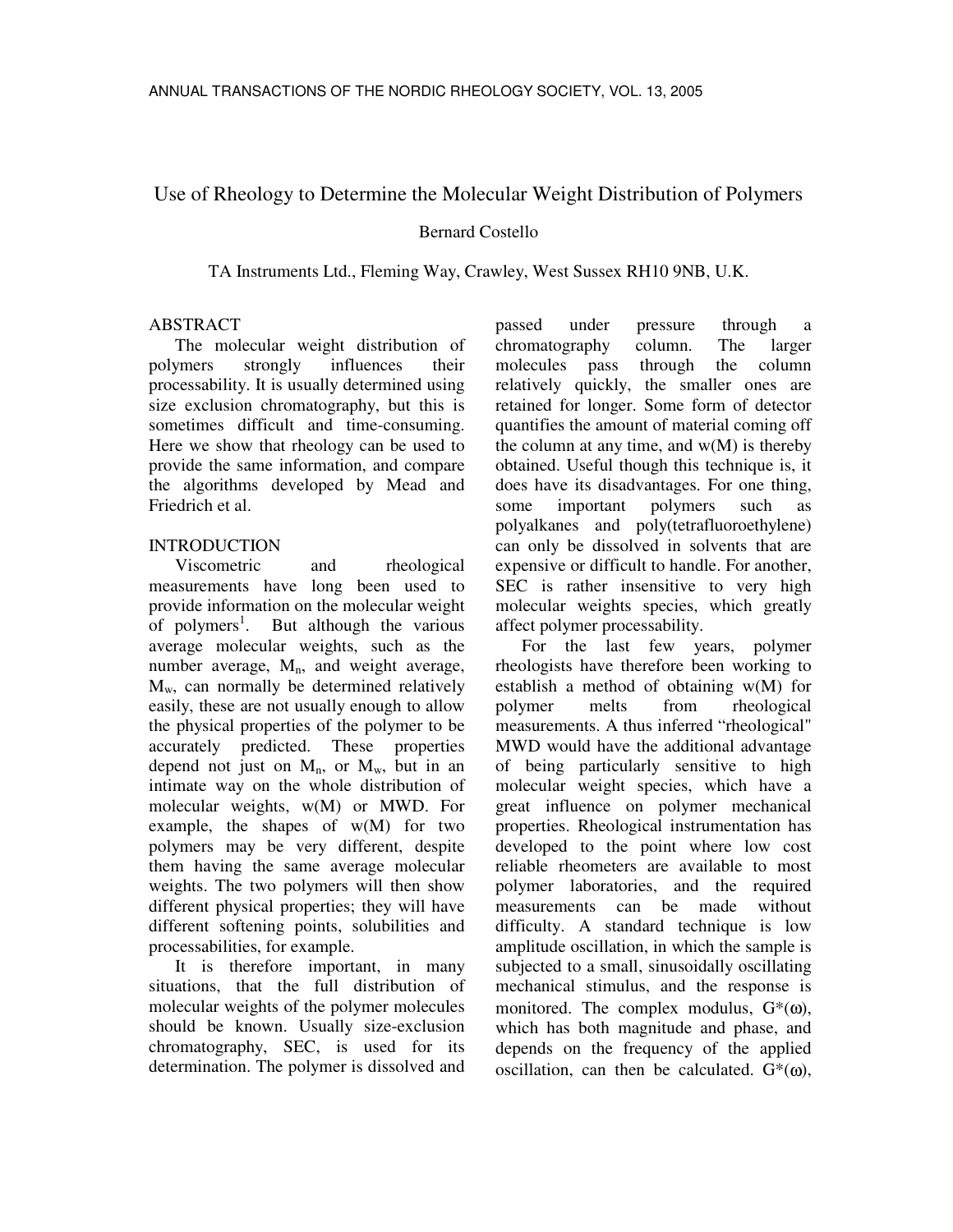# Use of Rheology to Determine the Molecular Weight Distribution of Polymers

Bernard Costello

TA Instruments Ltd., Fleming Way, Crawley, West Sussex RH10 9NB, U.K.

## ABSTRACT

The molecular weight distribution of polymers strongly influences their processability. It is usually determined using size exclusion chromatography, but this is sometimes difficult and time-consuming. Here we show that rheology can be used to provide the same information, and compare the algorithms developed by Mead and Friedrich et al.

## INTRODUCTION

Viscometric and rheological measurements have long been used to provide information on the molecular weight of polymers[1]. But although the various average molecular weights, such as the number average, $M_n$, and weight average, $M_w$, can normally be determined relatively easily, these are not usually enough to allow the physical properties of the polymer to be accurately predicted. These properties depend not just on $M_n$, or $M_w$, but in an intimate way on the whole distribution of molecular weights, w(M) or MWD. For example, the shapes of w(M) for two polymers may be very different, despite them having the same average molecular weights. The two polymers will then show different physical properties; they will have different softening points, solubilities and processabilities, for example.

It is therefore important, in many situations, that the full distribution of molecular weights of the polymer molecules should be known. Usually size-exclusion chromatography, SEC, is used for its determination. The polymer is dissolved and passed under pressure through a chromatography column. The larger molecules pass through the column relatively quickly, the smaller ones are retained for longer. Some form of detector quantifies the amount of material coming off the column at any time, and w(M) is thereby obtained. Useful though this technique is, it does have its disadvantages. For one thing, some important polymers such as polyalkanes and poly(tetrafluoroethylene) can only be dissolved in solvents that are expensive or difficult to handle. For another, SEC is rather insensitive to very high molecular weights species, which greatly affect polymer processability.

For the last few years, polymer rheologists have therefore been working to establish a method of obtaining w(M) for polymer melts from rheological measurements. A thus inferred "rheological" MWD would have the additional advantage of being particularly sensitive to high molecular weight species, which have a great influence on polymer mechanical properties. Rheological instrumentation has developed to the point where low cost reliable rheometers are available to most polymer laboratories, and the required measurements can be made without difficulty. A standard technique is low amplitude oscillation, in which the sample is subjected to a small, sinusoidally oscillating mechanical stimulus, and the response is monitored. The complex modulus, $G^*(\omega)$, which has both magnitude and phase, and depends on the frequency of the applied oscillation, can then be calculated. $G^*(\omega)$,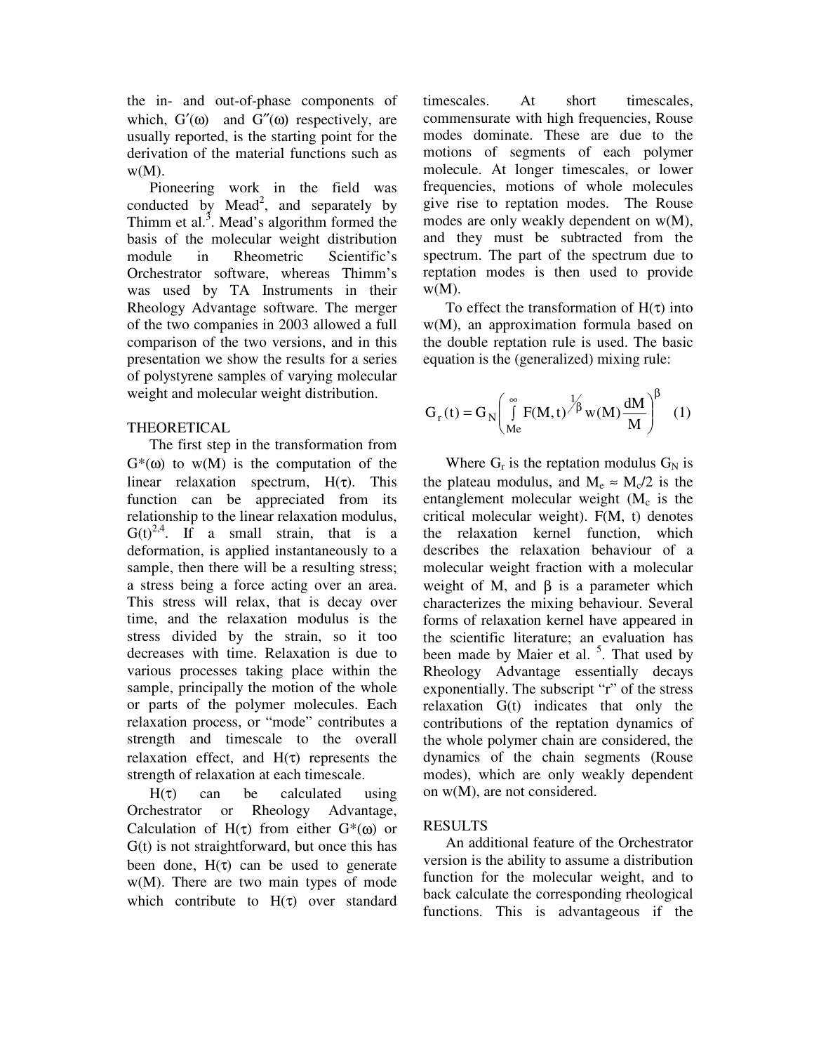the in- and out-of-phase components of which, $G'(\omega)$ and $G''(\omega)$ respectively, are usually reported, is the starting point for the derivation of the material functions such as w(M).

Pioneering work in the field was conducted by Mead[2], and separately by Thimm et al.[3]. Mead's algorithm formed the basis of the molecular weight distribution module in Rheometric Scientific's Orchestrator software, whereas Thimm's was used by TA Instruments in their Rheology Advantage software. The merger of the two companies in 2003 allowed a full comparison of the two versions, and in this presentation we show the results for a series of polystyrene samples of varying molecular weight and molecular weight distribution.

## THEORETICAL

The first step in the transformation from $G^*(\omega)$ to w(M) is the computation of the linear relaxation spectrum, $H(\tau)$. This function can be appreciated from its relationship to the linear relaxation modulus, G(t)[2,4]. If a small strain, that is a deformation, is applied instantaneously to a sample, then there will be a resulting stress; a stress being a force acting over an area. This stress will relax, that is decay over time, and the relaxation modulus is the stress divided by the strain, so it too decreases with time. Relaxation is due to various processes taking place within the sample, principally the motion of the whole or parts of the polymer molecules. Each relaxation process, or "mode" contributes a strength and timescale to the overall relaxation effect, and $H(\tau)$ represents the strength of relaxation at each timescale.

$H(\tau)$ can be calculated using Orchestrator or Rheology Advantage, Calculation of $H(\tau)$ from either $G^*(\omega)$ or G(t) is not straightforward, but once this has been done, $H(\tau)$ can be used to generate w(M). There are two main types of mode which contribute to $H(\tau)$ over standard timescales. At short timescales, commensurate with high frequencies, Rouse modes dominate. These are due to the motions of segments of each polymer molecule. At longer timescales, or lower frequencies, motions of whole molecules give rise to reptation modes. The Rouse modes are only weakly dependent on w(M), and they must be subtracted from the spectrum. The part of the spectrum due to reptation modes is then used to provide w(M).

To effect the transformation of $H(\tau)$ into w(M), an approximation formula based on the double reptation rule is used. The basic equation is the (generalized) mixing rule:

$$G_r(t) = G_N\left(\int_{Me}^{\infty} F(M,t)^{1/\beta}\, w(M)\frac{dM}{M}\right)^{\beta} \quad (1)$$

Where $G_r$ is the reptation modulus $G_N$ is the plateau modulus, and $M_e \approx M_c/2$ is the entanglement molecular weight ($M_c$ is the critical molecular weight). F(M, t) denotes the relaxation kernel function, which describes the relaxation behaviour of a molecular weight fraction with a molecular weight of M, and $\beta$ is a parameter which characterizes the mixing behaviour. Several forms of relaxation kernel have appeared in the scientific literature; an evaluation has been made by Maier et al. [5]. That used by Rheology Advantage essentially decays exponentially. The subscript "r" of the stress relaxation G(t) indicates that only the contributions of the reptation dynamics of the whole polymer chain are considered, the dynamics of the chain segments (Rouse modes), which are only weakly dependent on w(M), are not considered.

## RESULTS

An additional feature of the Orchestrator version is the ability to assume a distribution function for the molecular weight, and to back calculate the corresponding rheological functions. This is advantageous if the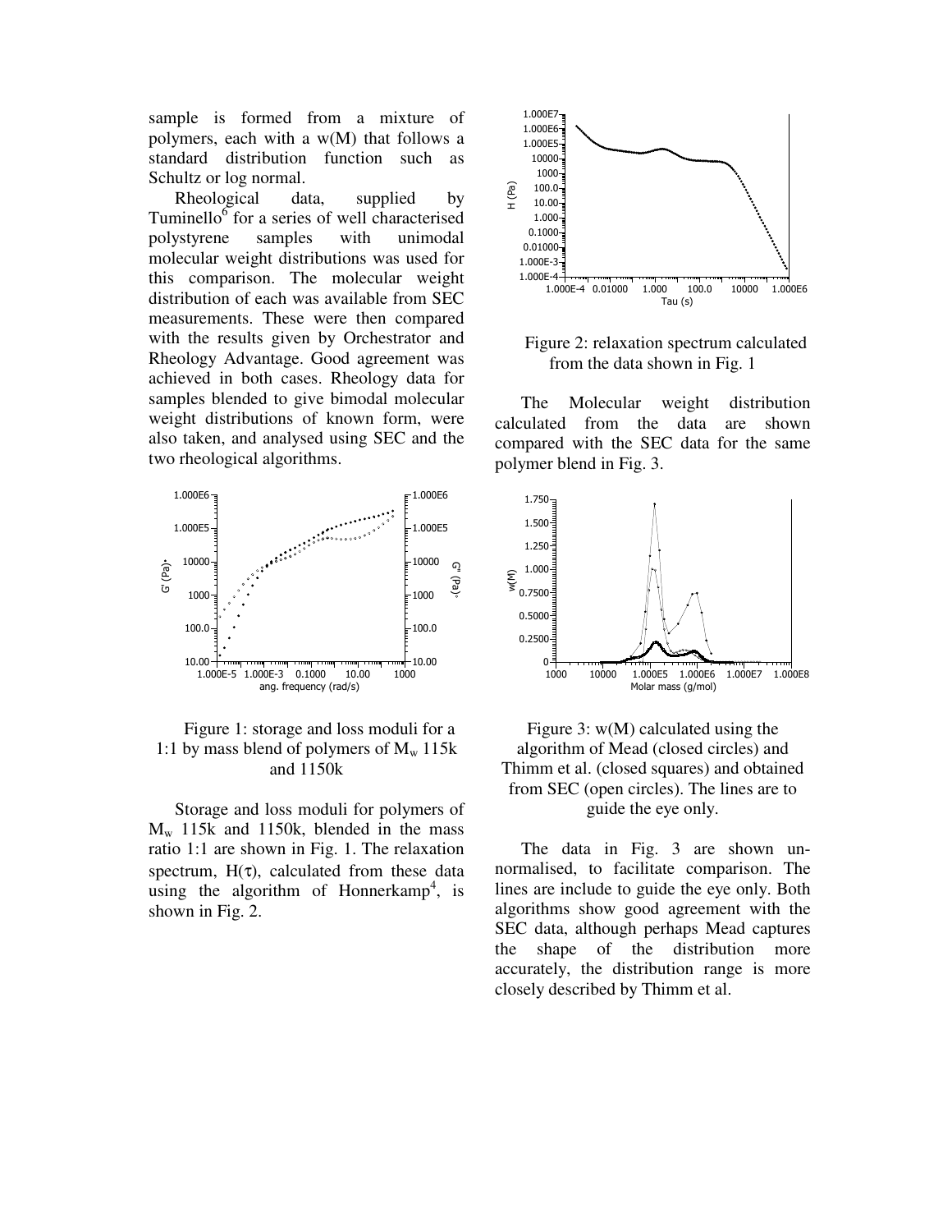sample is formed from a mixture of polymers, each with a w(M) that follows a standard distribution function such as Schultz or log normal.

Rheological data, supplied by Tuminello[6] for a series of well characterised polystyrene samples with unimodal molecular weight distributions was used for this comparison. The molecular weight distribution of each was available from SEC measurements. These were then compared with the results given by Orchestrator and Rheology Advantage. Good agreement was achieved in both cases. Rheology data for samples blended to give bimodal molecular weight distributions of known form, were also taken, and analysed using SEC and the two rheological algorithms.

Figure 1: storage and loss moduli for a 1:1 by mass blend of polymers of $M_w$ 115k and 1150k

Storage and loss moduli for polymers of $M_w$ 115k and 1150k, blended in the mass ratio 1:1 are shown in Fig. 1. The relaxation spectrum, $H(\tau)$, calculated from these data using the algorithm of Honnerkamp[4], is shown in Fig. 2.

Figure 2: relaxation spectrum calculated from the data shown in Fig. 1

The Molecular weight distribution calculated from the data are shown compared with the SEC data for the same polymer blend in Fig. 3.

Figure 3: w(M) calculated using the algorithm of Mead (closed circles) and Thimm et al. (closed squares) and obtained from SEC (open circles). The lines are to guide the eye only.

The data in Fig. 3 are shown un-normalised, to facilitate comparison. The lines are include to guide the eye only. Both algorithms show good agreement with the SEC data, although perhaps Mead captures the shape of the distribution more accurately, the distribution range is more closely described by Thimm et al.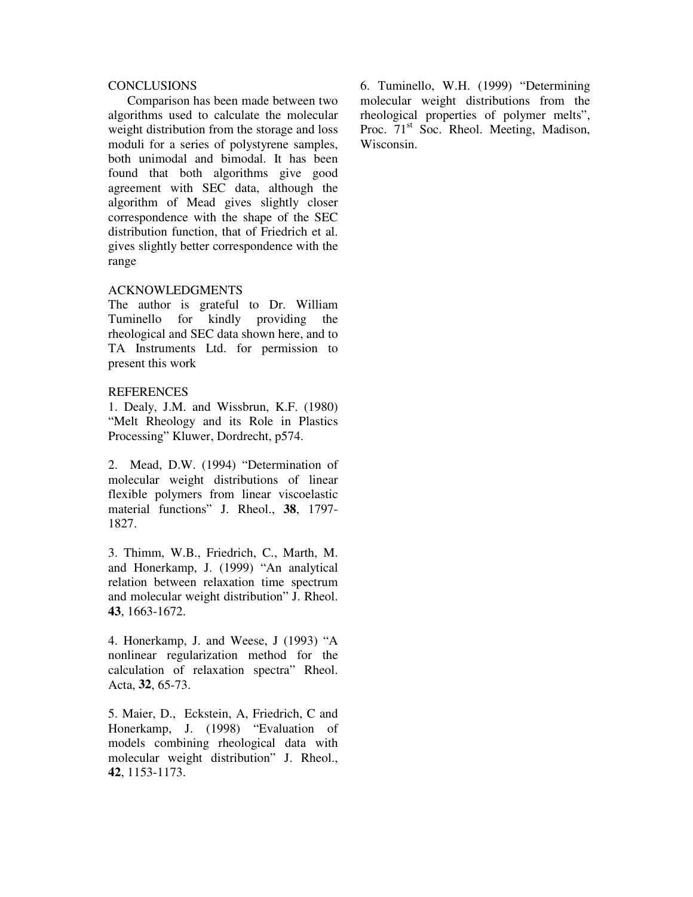## CONCLUSIONS

Comparison has been made between two algorithms used to calculate the molecular weight distribution from the storage and loss moduli for a series of polystyrene samples, both unimodal and bimodal. It has been found that both algorithms give good agreement with SEC data, although the algorithm of Mead gives slightly closer correspondence with the shape of the SEC distribution function, that of Friedrich et al. gives slightly better correspondence with the range

## ACKNOWLEDGMENTS

The author is grateful to Dr. William Tuminello for kindly providing the rheological and SEC data shown here, and to TA Instruments Ltd. for permission to present this work

## REFERENCES

1. Dealy, J.M. and Wissbrun, K.F. (1980) "Melt Rheology and its Role in Plastics Processing" Kluwer, Dordrecht, p574.

2. Mead, D.W. (1994) "Determination of molecular weight distributions of linear flexible polymers from linear viscoelastic material functions" J. Rheol., **38**, 1797-1827.

3. Thimm, W.B., Friedrich, C., Marth, M. and Honerkamp, J. (1999) "An analytical relation between relaxation time spectrum and molecular weight distribution" J. Rheol. **43**, 1663-1672.

4. Honerkamp, J. and Weese, J (1993) "A nonlinear regularization method for the calculation of relaxation spectra" Rheol. Acta, **32**, 65-73.

5. Maier, D., Eckstein, A, Friedrich, C and Honerkamp, J. (1998) "Evaluation of models combining rheological data with molecular weight distribution" J. Rheol., **42**, 1153-1173.

6. Tuminello, W.H. (1999) "Determining molecular weight distributions from the rheological properties of polymer melts", Proc. 71st Soc. Rheol. Meeting, Madison, Wisconsin.